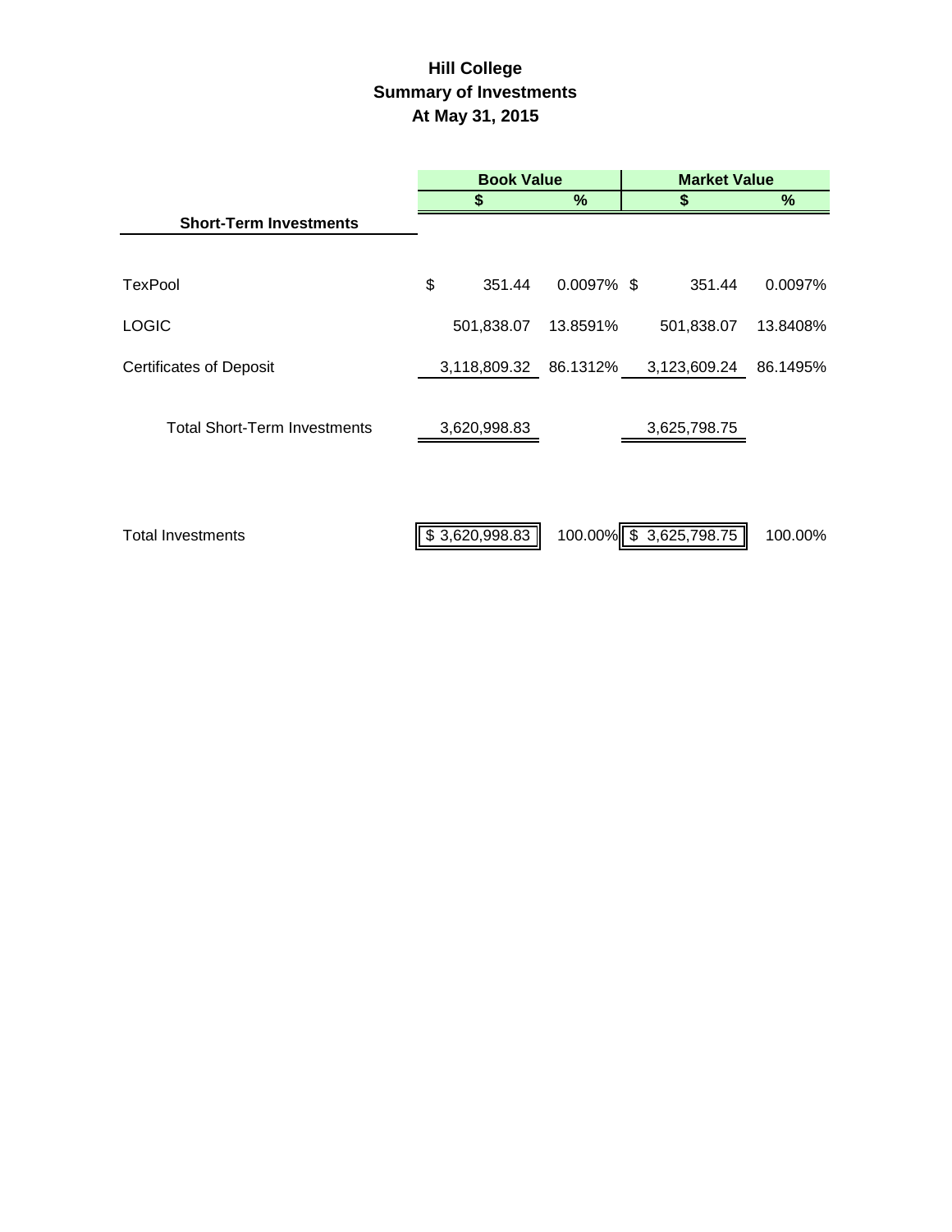# Hill College
## Summary of Investments
## At May 31, 2015

| | Book Value | | Market Value | |
|---|---|---|---|---|
| | $ | % | $ | % |
| **Short-Term Investments** | | | | |
| TexPool | $ 351.44 | 0.0097% | $ 351.44 | 0.0097% |
| LOGIC | 501,838.07 | 13.8591% | 501,838.07 | 13.8408% |
| Certificates of Deposit | 3,118,809.32 | 86.1312% | 3,123,609.24 | 86.1495% |
| Total Short-Term Investments | 3,620,998.83 | | 3,625,798.75 | |
| Total Investments | $ 3,620,998.83 | 100.00% | $ 3,625,798.75 | 100.00% |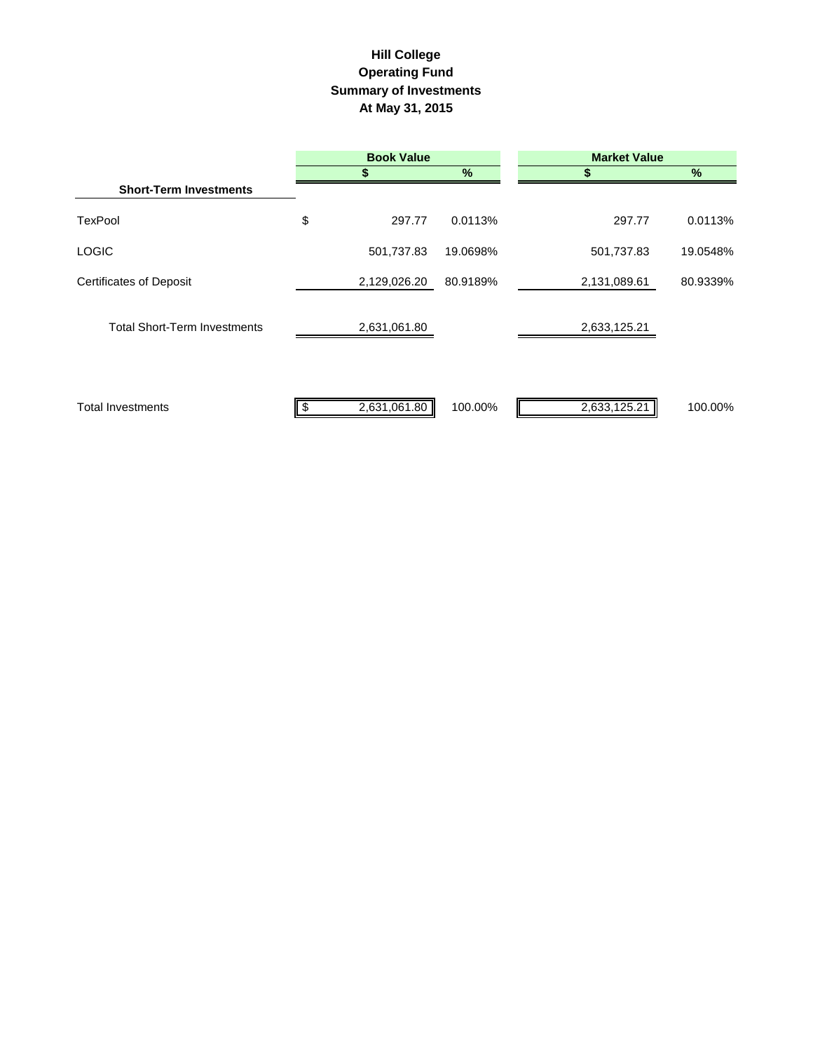# Hill College
## Operating Fund
## Summary of Investments
## At May 31, 2015

| | Book Value | | Market Value | |
|---|---|---|---|---|
| | $ | % | $ | % |
| **Short-Term Investments** | | | | |
| TexPool | $ 297.77 | 0.0113% | 297.77 | 0.0113% |
| LOGIC | 501,737.83 | 19.0698% | 501,737.83 | 19.0548% |
| Certificates of Deposit | 2,129,026.20 | 80.9189% | 2,131,089.61 | 80.9339% |
| Total Short-Term Investments | 2,631,061.80 | | 2,633,125.21 | |
| Total Investments | $ 2,631,061.80 | 100.00% | 2,633,125.21 | 100.00% |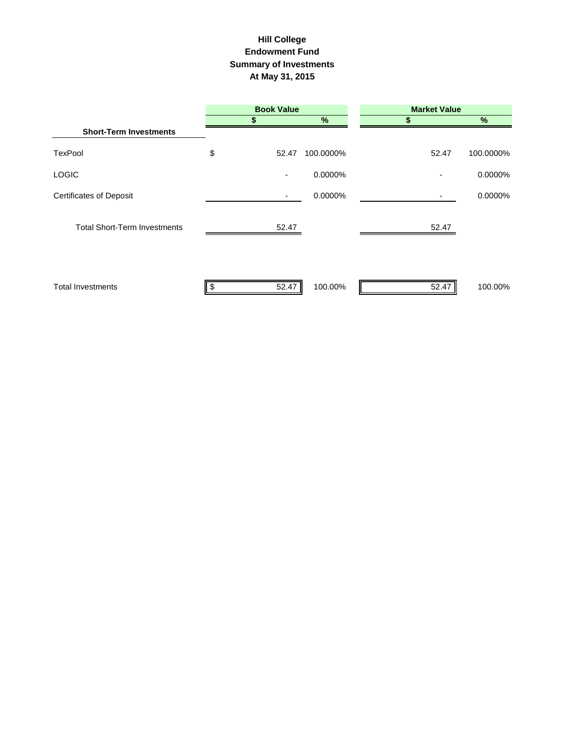**Hill College**
**Endowment Fund**
**Summary of Investments**
**At May 31, 2015**

| | Book Value | | Market Value | |
|---|---|---|---|---|
| | $ | % | $ | % |
| **Short-Term Investments** | | | | |
| TexPool | $ 52.47 | 100.0000% | 52.47 | 100.0000% |
| LOGIC | - | 0.0000% | - | 0.0000% |
| Certificates of Deposit | - | 0.0000% | - | 0.0000% |
| Total Short-Term Investments | 52.47 | | 52.47 | |
| Total Investments | $ 52.47 | 100.00% | 52.47 | 100.00% |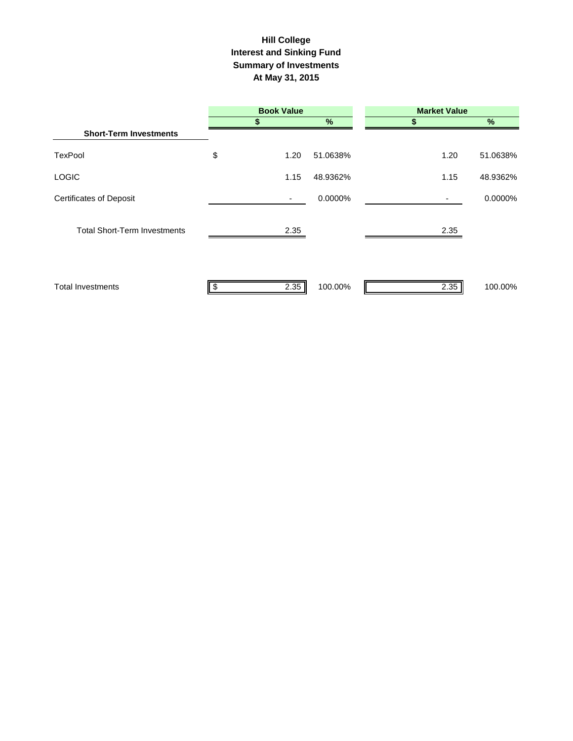# Hill College
## Interest and Sinking Fund
## Summary of Investments
## At May 31, 2015

| | Book Value | | Market Value | |
|---|---|---|---|---|
| | $ | % | $ | % |
| **Short-Term Investments** | | | | |
| TexPool | $ 1.20 | 51.0638% | 1.20 | 51.0638% |
| LOGIC | 1.15 | 48.9362% | 1.15 | 48.9362% |
| Certificates of Deposit | - | 0.0000% | - | 0.0000% |
| Total Short-Term Investments | 2.35 | | 2.35 | |
| Total Investments | $ 2.35 | 100.00% | 2.35 | 100.00% |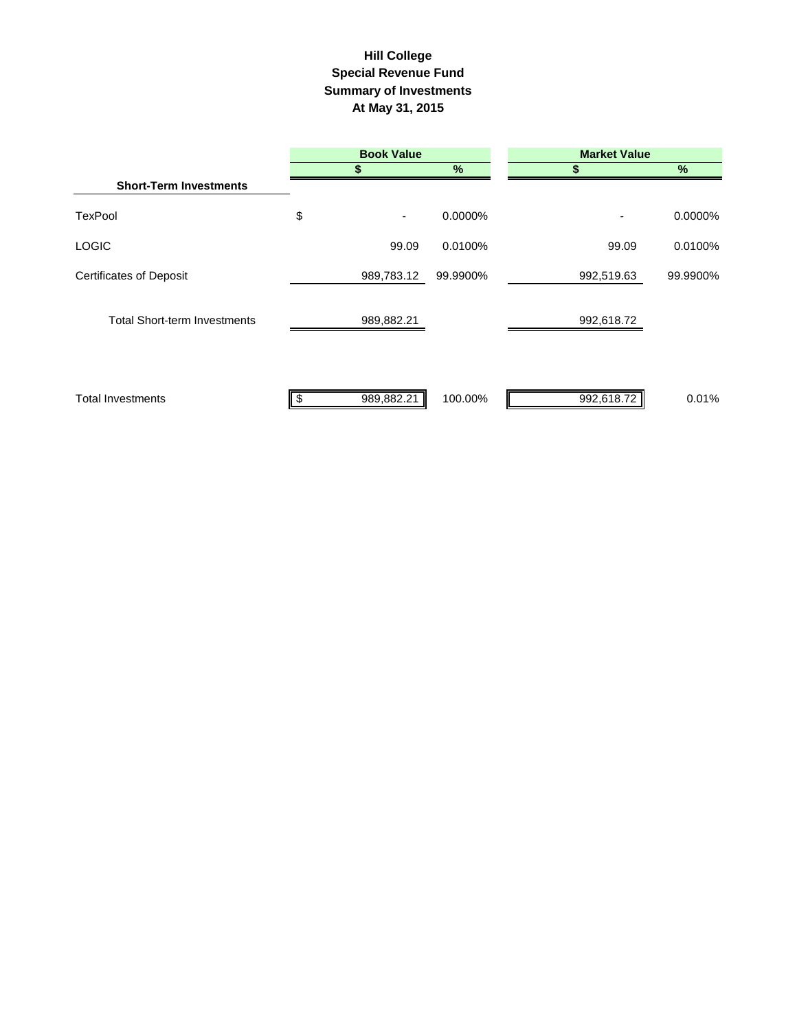# Hill College
## Special Revenue Fund
## Summary of Investments
## At May 31, 2015

| | Book Value | | Market Value | |
|---|---|---|---|---|
| | $ | % | $ | % |
| **Short-Term Investments** | | | | |
| TexPool | $ - | 0.0000% | - | 0.0000% |
| LOGIC | 99.09 | 0.0100% | 99.09 | 0.0100% |
| Certificates of Deposit | 989,783.12 | 99.9900% | 992,519.63 | 99.9900% |
| Total Short-term Investments | 989,882.21 | | 992,618.72 | |
| Total Investments | $ 989,882.21 | 100.00% | 992,618.72 | 0.01% |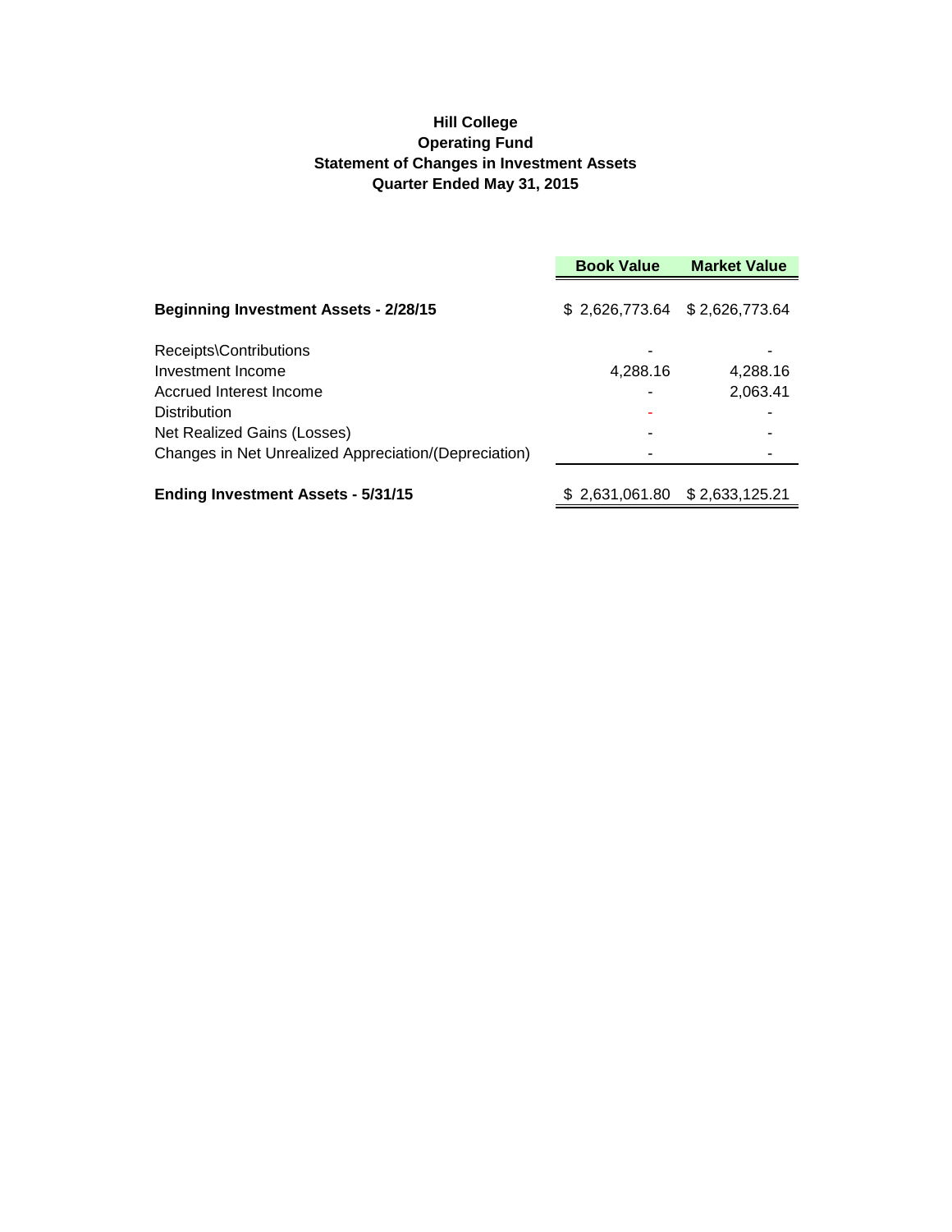**Hill College**
**Operating Fund**
**Statement of Changes in Investment Assets**
**Quarter Ended May 31, 2015**

| | Book Value | Market Value |
|---|---|---|
| **Beginning Investment Assets - 2/28/15** | $ 2,626,773.64 | $ 2,626,773.64 |
| Receipts\Contributions | - | - |
| Investment Income | 4,288.16 | 4,288.16 |
| Accrued Interest Income | - | 2,063.41 |
| Distribution | - | - |
| Net Realized Gains (Losses) | - | - |
| Changes in Net Unrealized Appreciation/(Depreciation) | - | - |
| **Ending Investment Assets - 5/31/15** | $ 2,631,061.80 | $ 2,633,125.21 |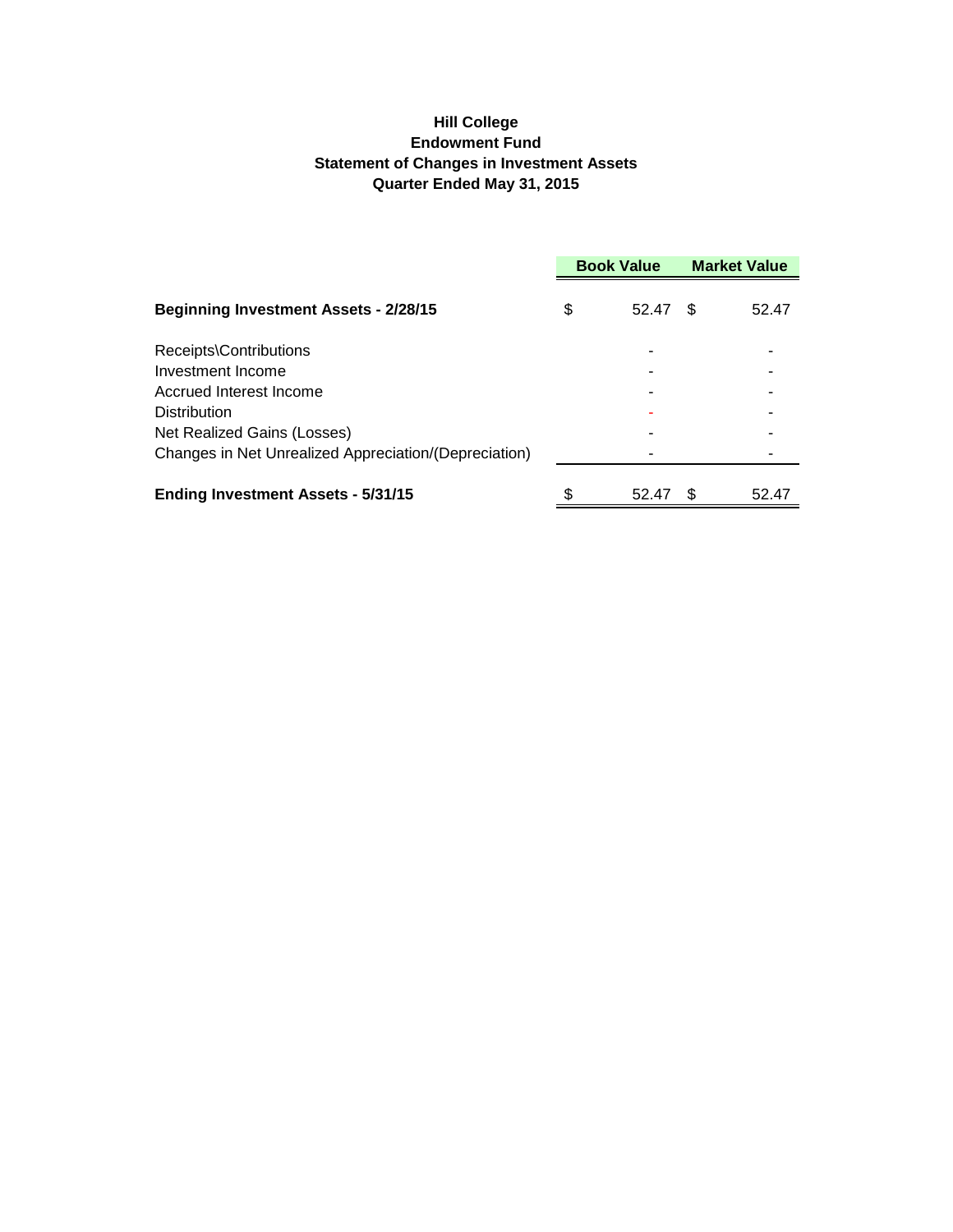**Hill College**
**Endowment Fund**
**Statement of Changes in Investment Assets**
**Quarter Ended May 31, 2015**

| | Book Value | Market Value |
|---|---|---|
| **Beginning Investment Assets - 2/28/15** | $ 52.47 | $ 52.47 |
| Receipts\Contributions | - | - |
| Investment Income | - | - |
| Accrued Interest Income | - | - |
| Distribution | - | - |
| Net Realized Gains (Losses) | - | - |
| Changes in Net Unrealized Appreciation/(Depreciation) | - | - |
| **Ending Investment Assets - 5/31/15** | $ 52.47 | $ 52.47 |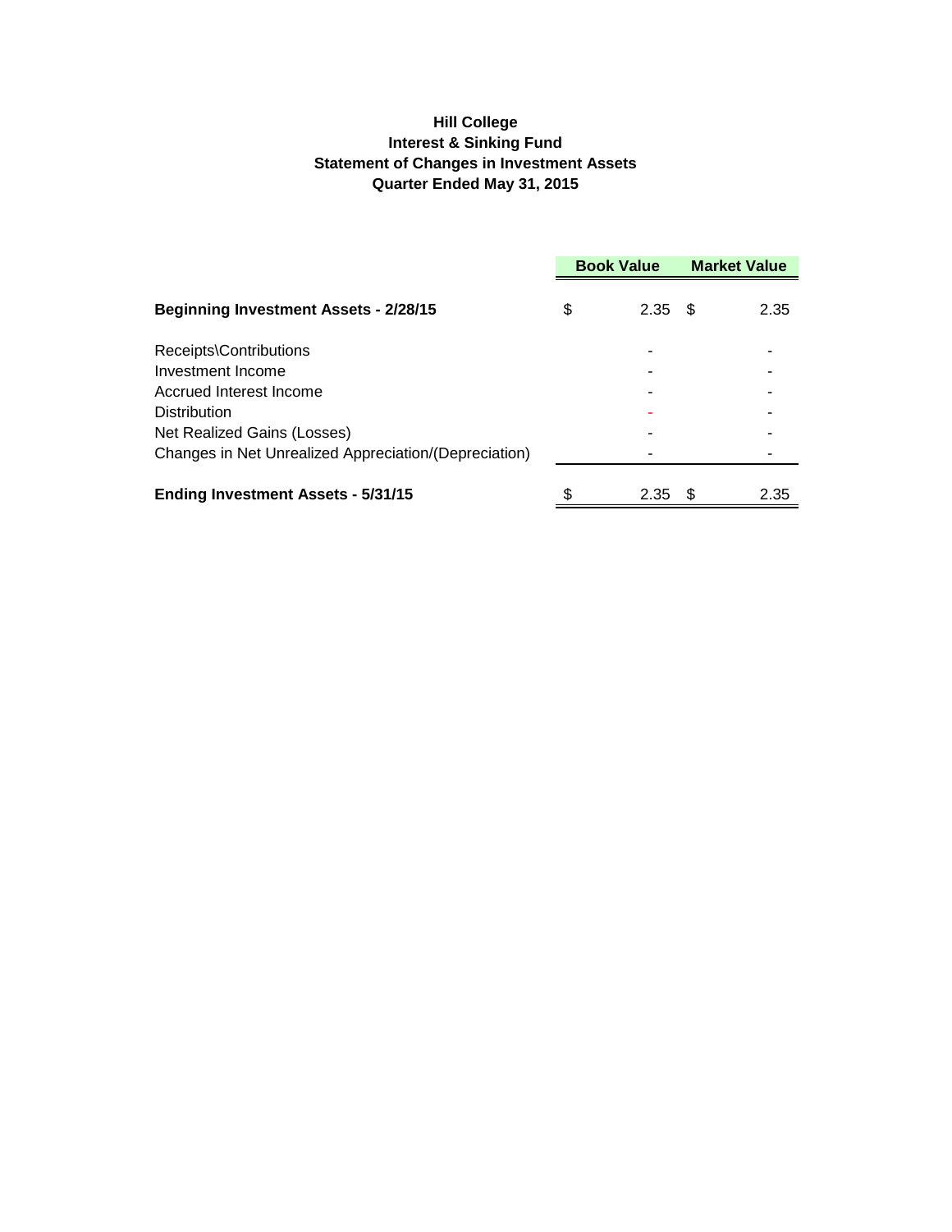# Hill College
## Interest & Sinking Fund
## Statement of Changes in Investment Assets
## Quarter Ended May 31, 2015

| | Book Value | Market Value |
|---|---|---|
| **Beginning Investment Assets - 2/28/15** | $ 2.35 | $ 2.35 |
| Receipts\Contributions | - | - |
| Investment Income | - | - |
| Accrued Interest Income | - | - |
| Distribution | - | - |
| Net Realized Gains (Losses) | - | - |
| Changes in Net Unrealized Appreciation/(Depreciation) | - | - |
| **Ending Investment Assets - 5/31/15** | $ 2.35 | $ 2.35 |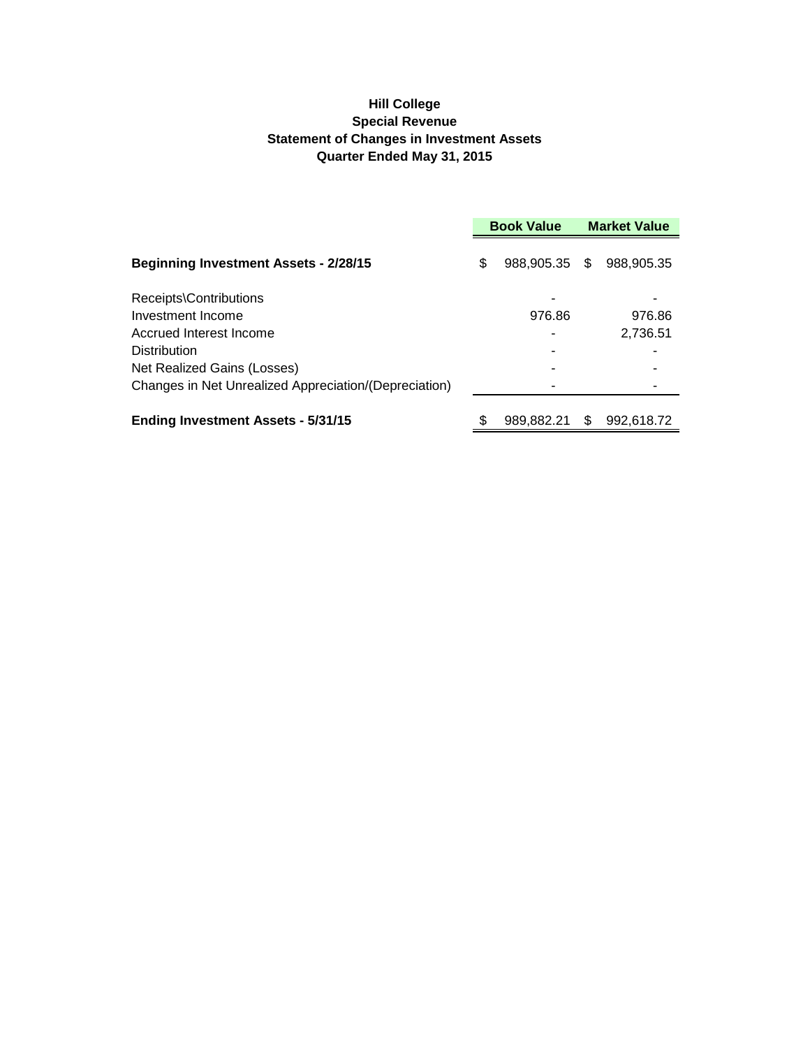**Hill College**
**Special Revenue**
**Statement of Changes in Investment Assets**
**Quarter Ended May 31, 2015**

| | Book Value | Market Value |
|---|---|---|
| **Beginning Investment Assets - 2/28/15** | $ 988,905.35 | $ 988,905.35 |
| Receipts\Contributions | - | - |
| Investment Income | 976.86 | 976.86 |
| Accrued Interest Income | - | 2,736.51 |
| Distribution | - | - |
| Net Realized Gains (Losses) | - | - |
| Changes in Net Unrealized Appreciation/(Depreciation) | - | - |
| **Ending Investment Assets - 5/31/15** | $ 989,882.21 | $ 992,618.72 |